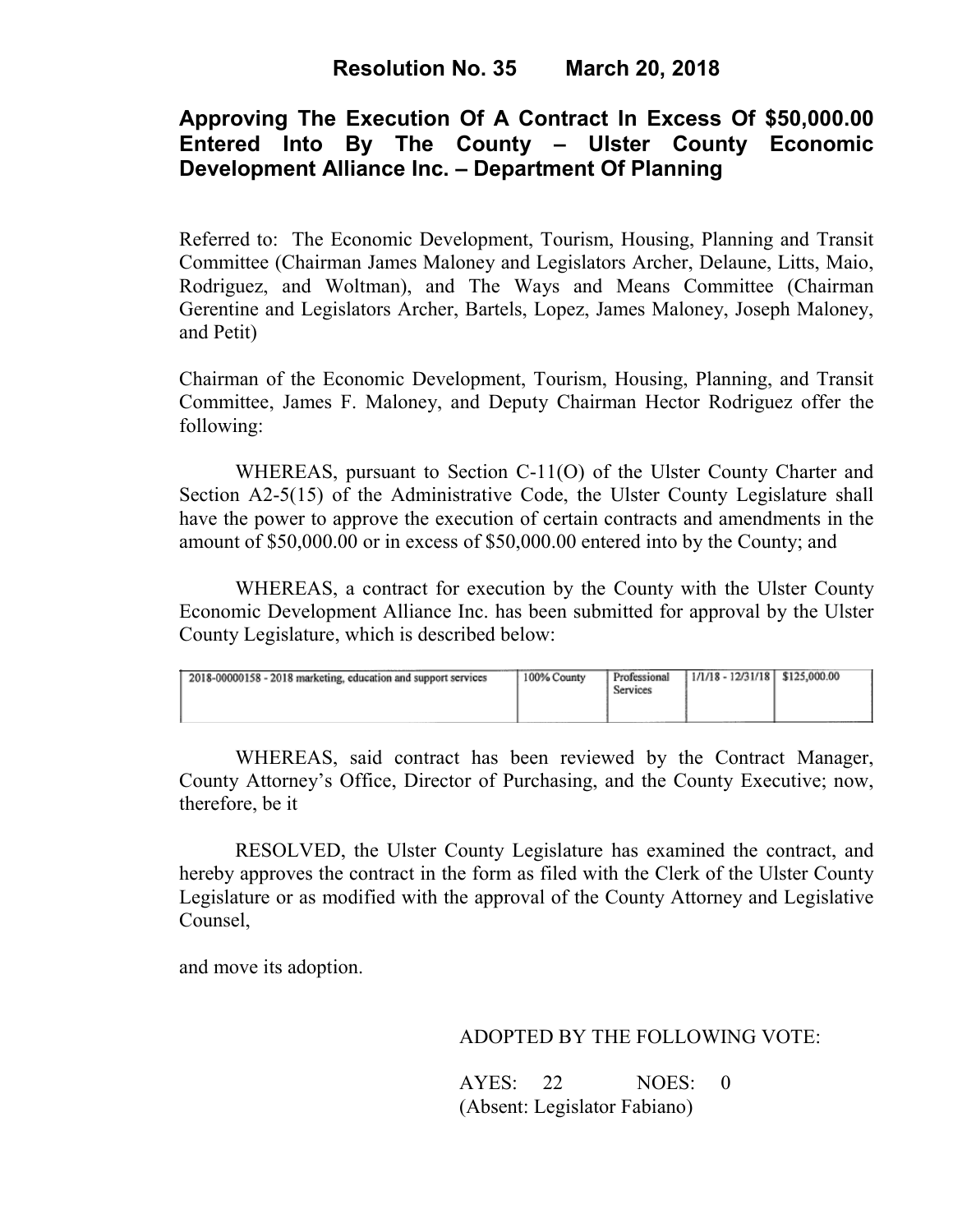# Resolution No. 35 March 20, 2018

## Approving The Execution Of A Contract In Excess Of $50,000.00 Entered Into By The County – Ulster County Economic Development Alliance Inc. – Department Of Planning

Referred to: The Economic Development, Tourism, Housing, Planning and Transit Committee (Chairman James Maloney and Legislators Archer, Delaune, Litts, Maio, Rodriguez, and Woltman), and The Ways and Means Committee (Chairman Gerentine and Legislators Archer, Bartels, Lopez, James Maloney, Joseph Maloney, and Petit)

Chairman of the Economic Development, Tourism, Housing, Planning, and Transit Committee, James F. Maloney, and Deputy Chairman Hector Rodriguez offer the following:

WHEREAS, pursuant to Section C-11(O) of the Ulster County Charter and Section A2-5(15) of the Administrative Code, the Ulster County Legislature shall have the power to approve the execution of certain contracts and amendments in the amount of $50,000.00 or in excess of $50,000.00 entered into by the County; and

WHEREAS, a contract for execution by the County with the Ulster County Economic Development Alliance Inc. has been submitted for approval by the Ulster County Legislature, which is described below:

| | | | | |
|---|---|---|---|---|
| 2018-00000158 - 2018 marketing, education and support services | 100% County | Professional Services | 1/1/18 - 12/31/18 | $125,000.00 |

WHEREAS, said contract has been reviewed by the Contract Manager, County Attorney's Office, Director of Purchasing, and the County Executive; now, therefore, be it

RESOLVED, the Ulster County Legislature has examined the contract, and hereby approves the contract in the form as filed with the Clerk of the Ulster County Legislature or as modified with the approval of the County Attorney and Legislative Counsel,

and move its adoption.

ADOPTED BY THE FOLLOWING VOTE:

AYES: 22 NOES: 0
(Absent: Legislator Fabiano)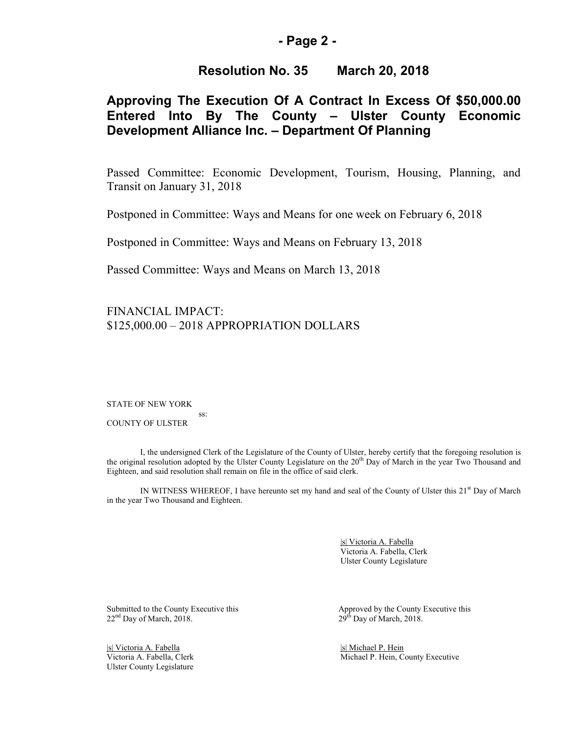## Resolution No. 35 March 20, 2018

## Approving The Execution Of A Contract In Excess Of $50,000.00 Entered Into By The County – Ulster County Economic Development Alliance Inc. – Department Of Planning

Passed Committee: Economic Development, Tourism, Housing, Planning, and Transit on January 31, 2018

Postponed in Committee: Ways and Means for one week on February 6, 2018

Postponed in Committee: Ways and Means on February 13, 2018

Passed Committee: Ways and Means on March 13, 2018

FINANCIAL IMPACT:
$125,000.00 – 2018 APPROPRIATION DOLLARS

STATE OF NEW YORK
ss:
COUNTY OF ULSTER

I, the undersigned Clerk of the Legislature of the County of Ulster, hereby certify that the foregoing resolution is the original resolution adopted by the Ulster County Legislature on the 20th Day of March in the year Two Thousand and Eighteen, and said resolution shall remain on file in the office of said clerk.

IN WITNESS WHEREOF, I have hereunto set my hand and seal of the County of Ulster this 21st Day of March in the year Two Thousand and Eighteen.

|s| Victoria A. Fabella
Victoria A. Fabella, Clerk
Ulster County Legislature

Submitted to the County Executive this 22nd Day of March, 2018.

|s| Victoria A. Fabella
Victoria A. Fabella, Clerk
Ulster County Legislature

Approved by the County Executive this 29th Day of March, 2018.

|s| Michael P. Hein
Michael P. Hein, County Executive